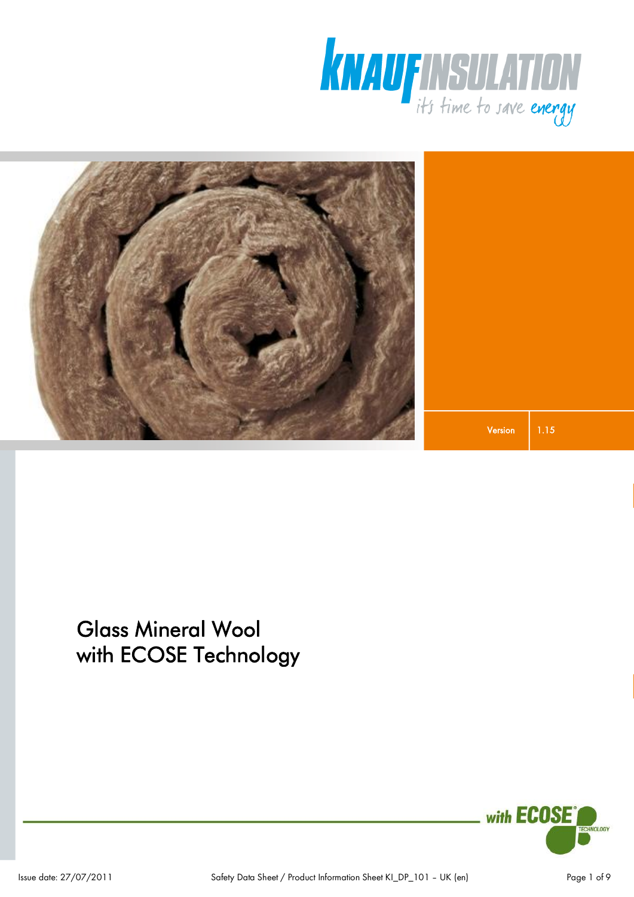KNAUF INSULATION
it's time to save energy

| Version | 1.15 |
| --- | --- |

# Glass Mineral Wool with ECOSE Technology

with ECOSE® TECHNOLOGY

Issue date: 27/07/2011

Safety Data Sheet / Product Information Sheet KI_DP_101 – UK (en)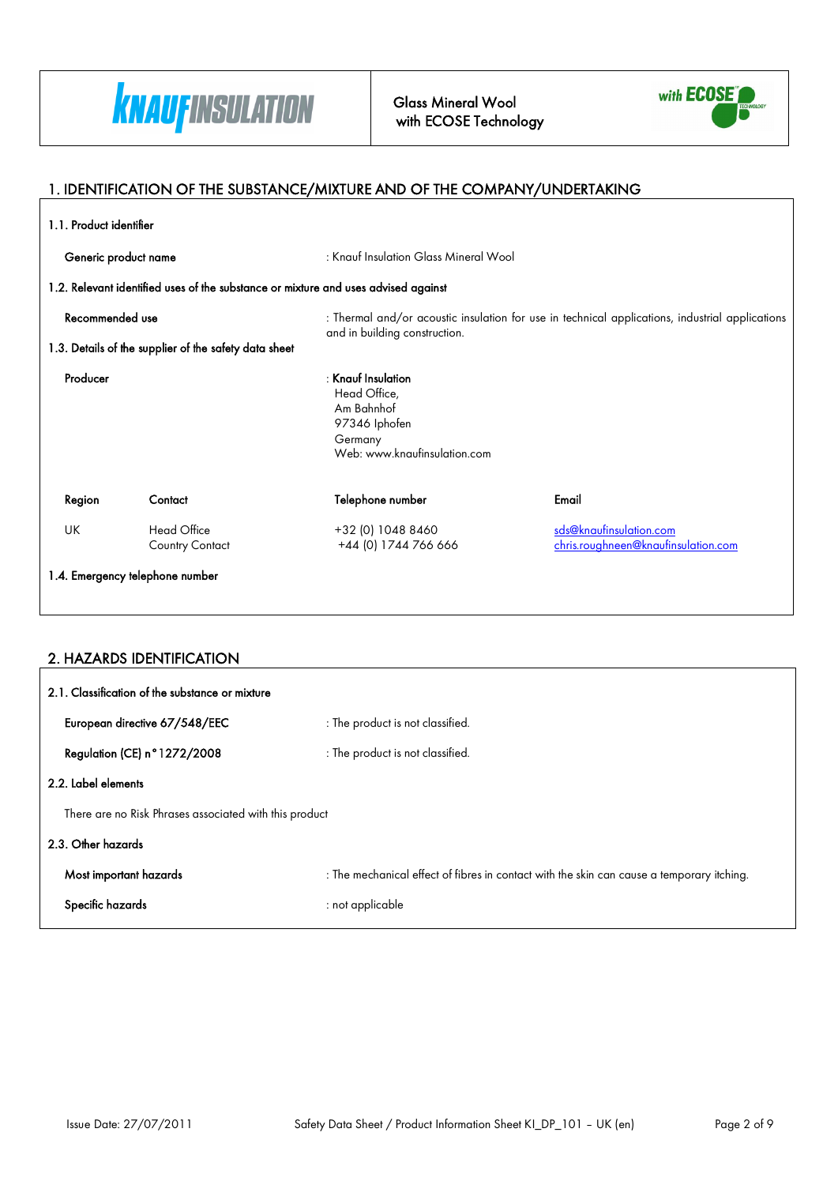## 1. IDENTIFICATION OF THE SUBSTANCE/MIXTURE AND OF THE COMPANY/UNDERTAKING

### 1.1. Product identifier

**Generic product name** : Knauf Insulation Glass Mineral Wool

### 1.2. Relevant identified uses of the substance or mixture and uses advised against

**Recommended use** : Thermal and/or acoustic insulation for use in technical applications, industrial applications and in building construction.

### 1.3. Details of the supplier of the safety data sheet

**Producer** : **Knauf Insulation**
Head Office,
Am Bahnhof
97346 Iphofen
Germany
Web: www.knaufinsulation.com

| Region | Contact | Telephone number | Email |
|---|---|---|---|
| UK | Head Office | +32 (0) 1048 8460 | sds@knaufinsulation.com |
| | Country Contact | +44 (0) 1744 766 666 | chris.roughneen@knaufinsulation.com |

### 1.4. Emergency telephone number

## 2. HAZARDS IDENTIFICATION

### 2.1. Classification of the substance or mixture

**European directive 67/548/EEC** : The product is not classified.

**Regulation (CE) n°1272/2008** : The product is not classified.

### 2.2. Label elements

There are no Risk Phrases associated with this product

### 2.3. Other hazards

**Most important hazards** : The mechanical effect of fibres in contact with the skin can cause a temporary itching.

**Specific hazards** : not applicable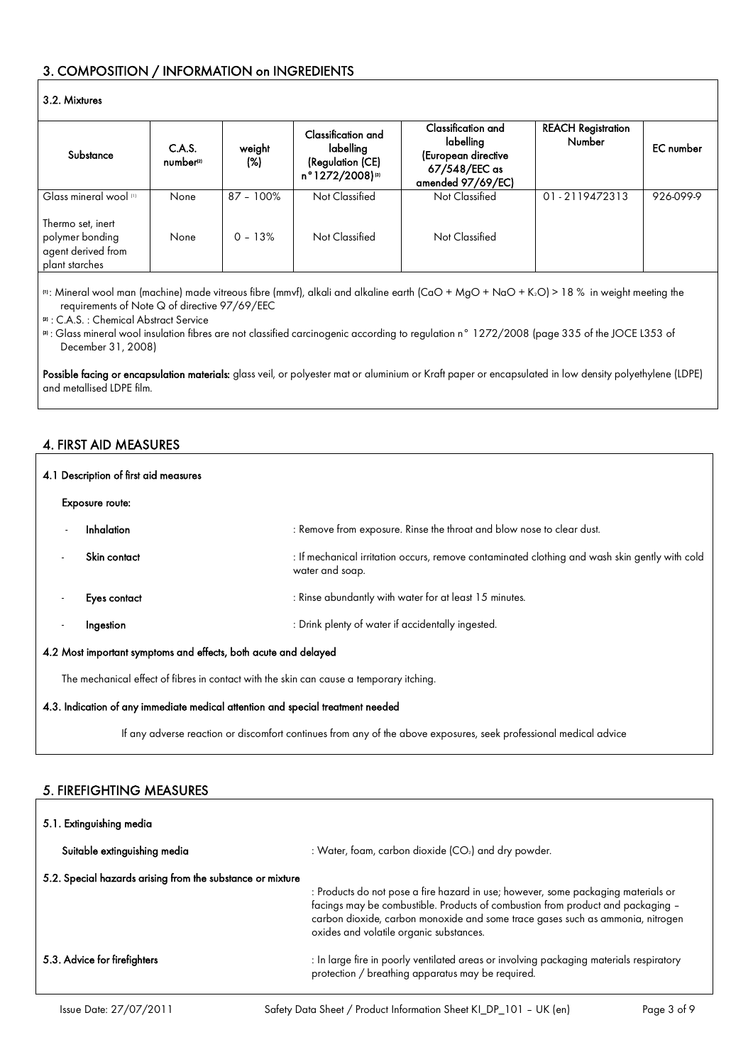## 3. COMPOSITION / INFORMATION on INGREDIENTS

### 3.2. Mixtures

| Substance | C.A.S. number[2] | weight (%) | Classification and labelling (Regulation (CE) n°1272/2008)[3] | Classification and labelling (European directive 67/548/EEC as amended 97/69/EC) | REACH Registration Number | EC number |
|---|---|---|---|---|---|---|
| Glass mineral wool [1] | None | 87 – 100% | Not Classified | Not Classified | 01-2119472313 | 926-099-9 |
| Thermo set, inert polymer bonding agent derived from plant starches | None | 0 – 13% | Not Classified | Not Classified | | |

[1]: Mineral wool man (machine) made vitreous fibre (mmvf), alkali and alkaline earth ($CaO + MgO + NaO + K_2O$) > 18 % in weight meeting the requirements of Note Q of directive 97/69/EEC

[2] : C.A.S. : Chemical Abstract Service

[3] : Glass mineral wool insulation fibres are not classified carcinogenic according to regulation n° 1272/2008 (page 335 of the JOCE L353 of December 31, 2008)

**Possible facing or encapsulation materials:** glass veil, or polyester mat or aluminium or Kraft paper or encapsulated in low density polyethylene (LDPE) and metallised LDPE film.

## 4. FIRST AID MEASURES

### 4.1 Description of first aid measures

**Exposure route:**

- **Inhalation** : Remove from exposure. Rinse the throat and blow nose to clear dust.
- **Skin contact** : If mechanical irritation occurs, remove contaminated clothing and wash skin gently with cold water and soap.
- **Eyes contact** : Rinse abundantly with water for at least 15 minutes.
- **Ingestion** : Drink plenty of water if accidentally ingested.

### 4.2 Most important symptoms and effects, both acute and delayed

The mechanical effect of fibres in contact with the skin can cause a temporary itching.

### 4.3. Indication of any immediate medical attention and special treatment needed

If any adverse reaction or discomfort continues from any of the above exposures, seek professional medical advice

## 5. FIREFIGHTING MEASURES

### 5.1. Extinguishing media

**Suitable extinguishing media** : Water, foam, carbon dioxide ($CO_2$) and dry powder.

### 5.2. Special hazards arising from the substance or mixture

: Products do not pose a fire hazard in use; however, some packaging materials or facings may be combustible. Products of combustion from product and packaging – carbon dioxide, carbon monoxide and some trace gases such as ammonia, nitrogen oxides and volatile organic substances.

### 5.3. Advice for firefighters

: In large fire in poorly ventilated areas or involving packaging materials respiratory protection / breathing apparatus may be required.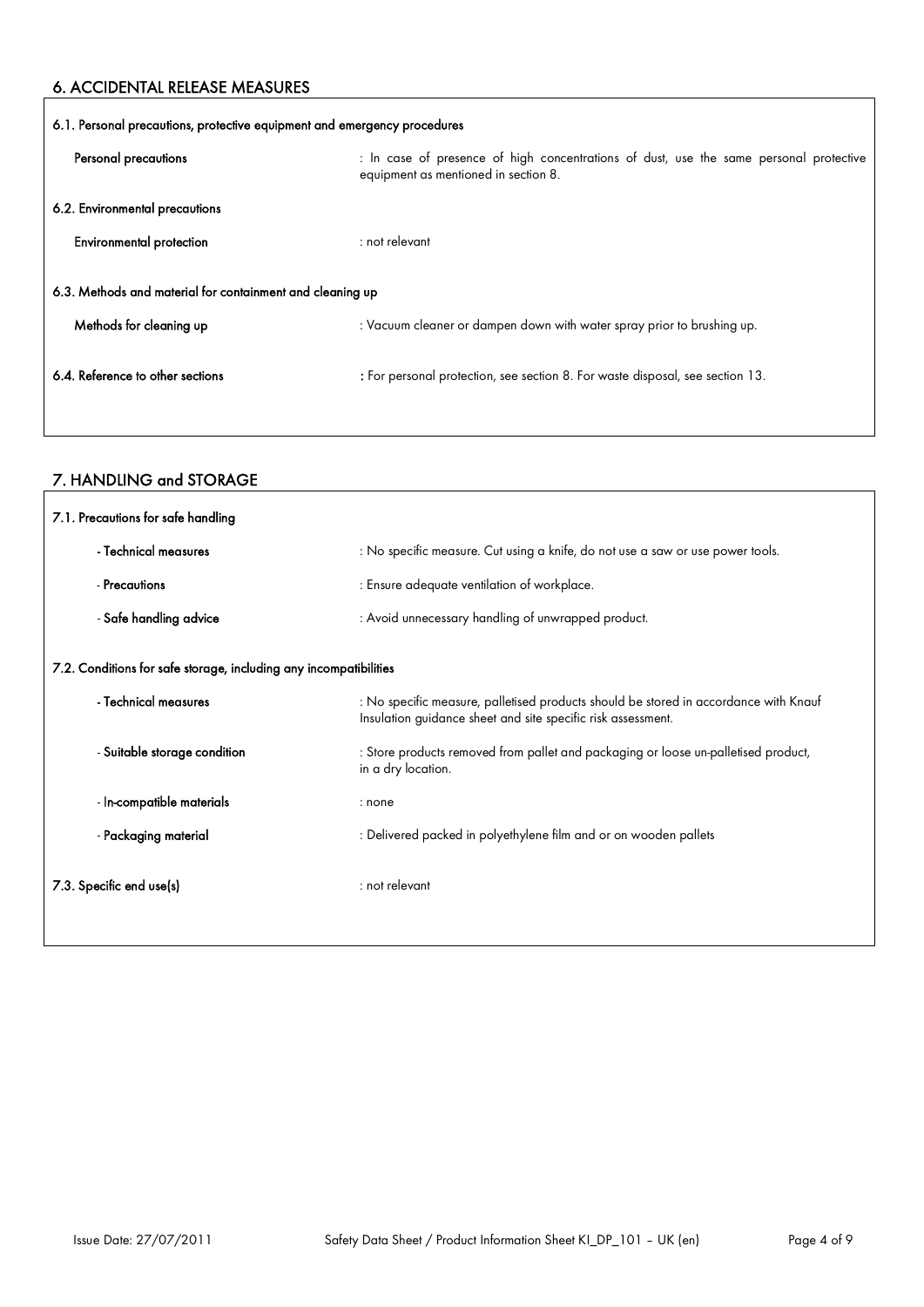## 6. ACCIDENTAL RELEASE MEASURES

### 6.1. Personal precautions, protective equipment and emergency procedures

| | |
|---|---|
| **Personal precautions** | : In case of presence of high concentrations of dust, use the same personal protective equipment as mentioned in section 8. |

### 6.2. Environmental precautions

| | |
|---|---|
| **Environmental protection** | : not relevant |

### 6.3. Methods and material for containment and cleaning up

| | |
|---|---|
| **Methods for cleaning up** | : Vacuum cleaner or dampen down with water spray prior to brushing up. |

| | |
|---|---|
| **6.4. Reference to other sections** | : For personal protection, see section 8. For waste disposal, see section 13. |

## 7. HANDLING and STORAGE

### 7.1. Precautions for safe handling

| | |
|---|---|
| **- Technical measures** | : No specific measure. Cut using a knife, do not use a saw or use power tools. |
| **- Precautions** | : Ensure adequate ventilation of workplace. |
| **- Safe handling advice** | : Avoid unnecessary handling of unwrapped product. |

### 7.2. Conditions for safe storage, including any incompatibilities

| | |
|---|---|
| **- Technical measures** | : No specific measure, palletised products should be stored in accordance with Knauf Insulation guidance sheet and site specific risk assessment. |
| **- Suitable storage condition** | : Store products removed from pallet and packaging or loose un-palletised product, in a dry location. |
| **- In-compatible materials** | : none |
| **- Packaging material** | : Delivered packed in polyethylene film and or on wooden pallets |

| | |
|---|---|
| **7.3. Specific end use(s)** | : not relevant |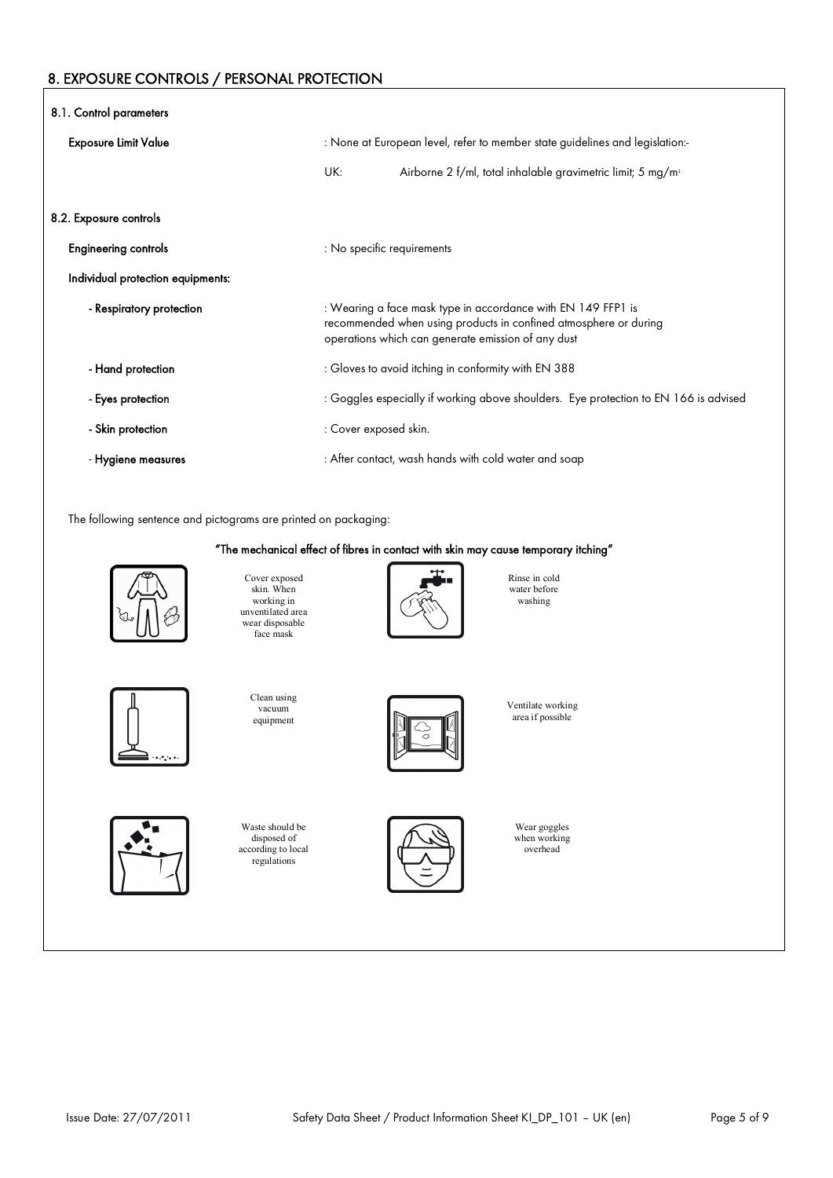## 8. EXPOSURE CONTROLS / PERSONAL PROTECTION

### 8.1. Control parameters

**Exposure Limit Value** : None at European level, refer to member state guidelines and legislation:-

UK: Airborne 2 f/ml, total inhalable gravimetric limit; 5 mg/m³

### 8.2. Exposure controls

**Engineering controls** : No specific requirements

**Individual protection equipments:**

- **Respiratory protection** : Wearing a face mask type in accordance with EN 149 FFP1 is recommended when using products in confined atmosphere or during operations which can generate emission of any dust
- **Hand protection** : Gloves to avoid itching in conformity with EN 388
- **Eyes protection** : Goggles especially if working above shoulders. Eye protection to EN 166 is advised
- **Skin protection** : Cover exposed skin.
- **Hygiene measures** : After contact, wash hands with cold water and soap

The following sentence and pictograms are printed on packaging:

**"The mechanical effect of fibres in contact with skin may cause temporary itching"**

Cover exposed skin. When working in unventilated area wear disposable face mask

Rinse in cold water before washing

Clean using vacuum equipment

Ventilate working area if possible

Waste should be disposed of according to local regulations

Wear goggles when working overhead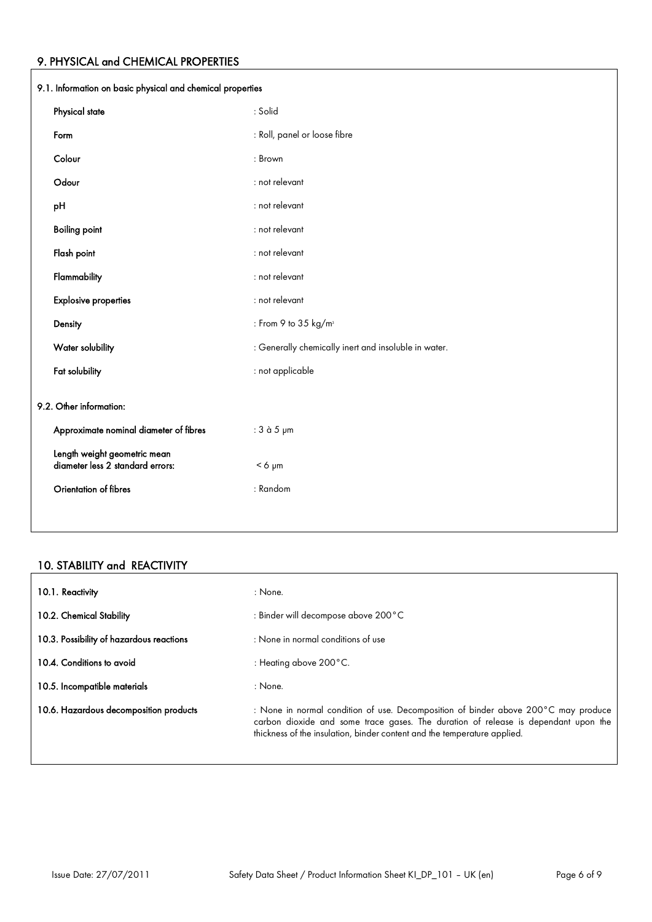## 9. PHYSICAL and CHEMICAL PROPERTIES

### 9.1. Information on basic physical and chemical properties

| | |
|---|---|
| **Physical state** | : Solid |
| **Form** | : Roll, panel or loose fibre |
| **Colour** | : Brown |
| **Odour** | : not relevant |
| **pH** | : not relevant |
| **Boiling point** | : not relevant |
| **Flash point** | : not relevant |
| **Flammability** | : not relevant |
| **Explosive properties** | : not relevant |
| **Density** | : From 9 to 35 kg/m$^3$ |
| **Water solubility** | : Generally chemically inert and insoluble in water. |
| **Fat solubility** | : not applicable |

### 9.2. Other information:

| | |
|---|---|
| **Approximate nominal diameter of fibres** | : 3 à 5 µm |
| **Length weight geometric mean diameter less 2 standard errors:** | < 6 µm |
| **Orientation of fibres** | : Random |

## 10. STABILITY and REACTIVITY

| | |
|---|---|
| **10.1. Reactivity** | : None. |
| **10.2. Chemical Stability** | : Binder will decompose above 200°C |
| **10.3. Possibility of hazardous reactions** | : None in normal conditions of use |
| **10.4. Conditions to avoid** | : Heating above 200°C. |
| **10.5. Incompatible materials** | : None. |
| **10.6. Hazardous decomposition products** | : None in normal condition of use. Decomposition of binder above 200°C may produce carbon dioxide and some trace gases. The duration of release is dependant upon the thickness of the insulation, binder content and the temperature applied. |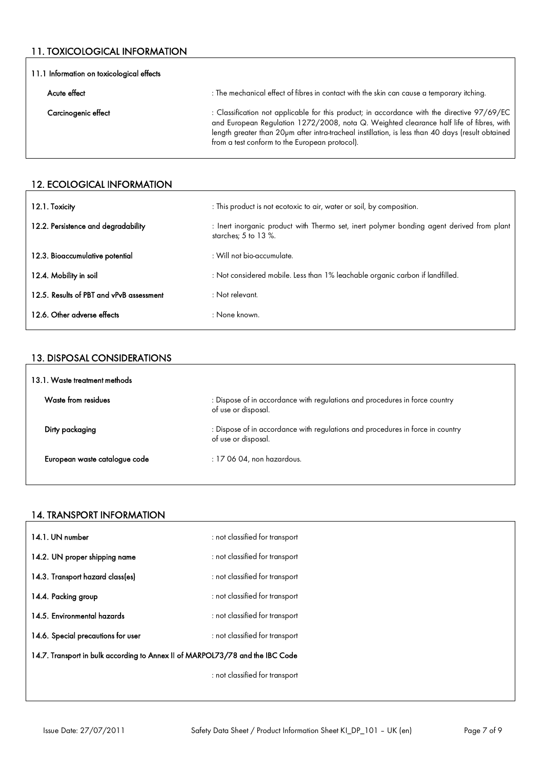## 11. TOXICOLOGICAL INFORMATION

### 11.1 Information on toxicological effects

| | |
|---|---|
| **Acute effect** | : The mechanical effect of fibres in contact with the skin can cause a temporary itching. |
| **Carcinogenic effect** | : Classification not applicable for this product; in accordance with the directive 97/69/EC and European Regulation 1272/2008, nota Q. Weighted clearance half life of fibres, with length greater than 20µm after intra-tracheal instillation, is less than 40 days (result obtained from a test conform to the European protocol). |

## 12. ECOLOGICAL INFORMATION

| | |
|---|---|
| **12.1. Toxicity** | : This product is not ecotoxic to air, water or soil, by composition. |
| **12.2. Persistence and degradability** | : Inert inorganic product with Thermo set, inert polymer bonding agent derived from plant starches; 5 to 13 %. |
| **12.3. Bioaccumulative potential** | : Will not bio-accumulate. |
| **12.4. Mobility in soil** | : Not considered mobile. Less than 1% leachable organic carbon if landfilled. |
| **12.5. Results of PBT and vPvB assessment** | : Not relevant. |
| **12.6. Other adverse effects** | : None known. |

## 13. DISPOSAL CONSIDERATIONS

### 13.1. Waste treatment methods

| | |
|---|---|
| **Waste from residues** | : Dispose of in accordance with regulations and procedures in force country of use or disposal. |
| **Dirty packaging** | : Dispose of in accordance with regulations and procedures in force in country of use or disposal. |
| **European waste catalogue code** | : 17 06 04, non hazardous. |

## 14. TRANSPORT INFORMATION

| | |
|---|---|
| **14.1. UN number** | : not classified for transport |
| **14.2. UN proper shipping name** | : not classified for transport |
| **14.3. Transport hazard class(es)** | : not classified for transport |
| **14.4. Packing group** | : not classified for transport |
| **14.5. Environmental hazards** | : not classified for transport |
| **14.6. Special precautions for user** | : not classified for transport |

**14.7. Transport in bulk according to Annex II of MARPOL73/78 and the IBC Code**

: not classified for transport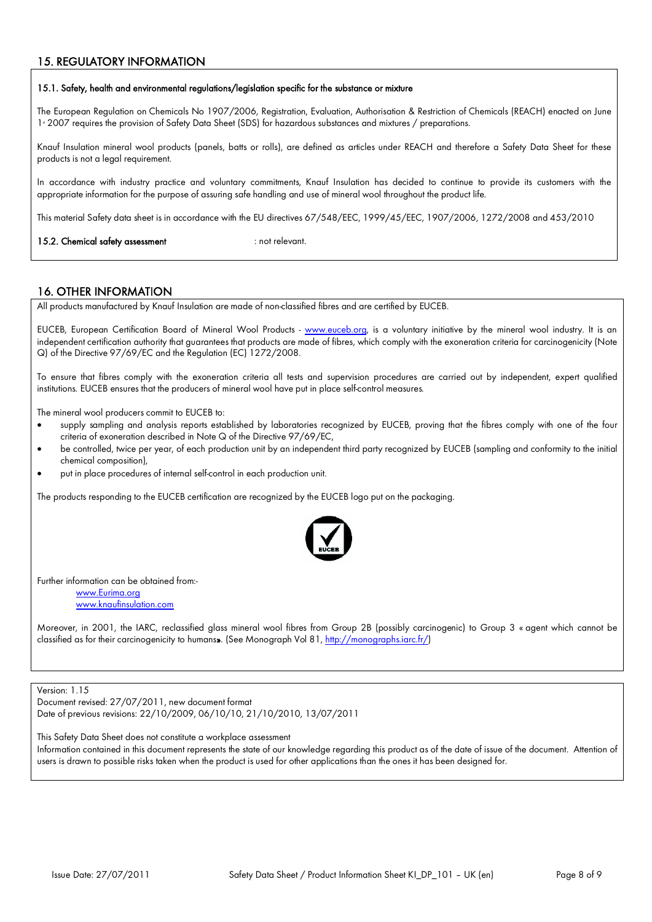## 15. REGULATORY INFORMATION

**15.1. Safety, health and environmental regulations/legislation specific for the substance or mixture**

The European Regulation on Chemicals No 1907/2006, Registration, Evaluation, Authorisation & Restriction of Chemicals (REACH) enacted on June 1st 2007 requires the provision of Safety Data Sheet (SDS) for hazardous substances and mixtures / preparations.

Knauf Insulation mineral wool products (panels, batts or rolls), are defined as articles under REACH and therefore a Safety Data Sheet for these products is not a legal requirement.

In accordance with industry practice and voluntary commitments, Knauf Insulation has decided to continue to provide its customers with the appropriate information for the purpose of assuring safe handling and use of mineral wool throughout the product life.

This material Safety data sheet is in accordance with the EU directives 67/548/EEC, 1999/45/EEC, 1907/2006, 1272/2008 and 453/2010

**15.2. Chemical safety assessment** : not relevant.

## 16. OTHER INFORMATION

All products manufactured by Knauf Insulation are made of non-classified fibres and are certified by EUCEB.

EUCEB, European Certification Board of Mineral Wool Products - www.euceb.org, is a voluntary initiative by the mineral wool industry. It is an independent certification authority that guarantees that products are made of fibres, which comply with the exoneration criteria for carcinogenicity (Note Q) of the Directive 97/69/EC and the Regulation (EC) 1272/2008.

To ensure that fibres comply with the exoneration criteria all tests and supervision procedures are carried out by independent, expert qualified institutions. EUCEB ensures that the producers of mineral wool have put in place self-control measures.

The mineral wool producers commit to EUCEB to:

- supply sampling and analysis reports established by laboratories recognized by EUCEB, proving that the fibres comply with one of the four criteria of exoneration described in Note Q of the Directive 97/69/EC,
- be controlled, twice per year, of each production unit by an independent third party recognized by EUCEB (sampling and conformity to the initial chemical composition),
- put in place procedures of internal self-control in each production unit.

The products responding to the EUCEB certification are recognized by the EUCEB logo put on the packaging.

Further information can be obtained from:-

www.Eurima.org
www.knaufinsulation.com

Moreover, in 2001, the IARC, reclassified glass mineral wool fibres from Group 2B (possibly carcinogenic) to Group 3 « agent which cannot be classified as for their carcinogenicity to humans». (See Monograph Vol 81, http://monographs.iarc.fr/)

Version: 1.15
Document revised: 27/07/2011, new document format
Date of previous revisions: 22/10/2009, 06/10/10, 21/10/2010, 13/07/2011

This Safety Data Sheet does not constitute a workplace assessment
Information contained in this document represents the state of our knowledge regarding this product as of the date of issue of the document. Attention of users is drawn to possible risks taken when the product is used for other applications than the ones it has been designed for.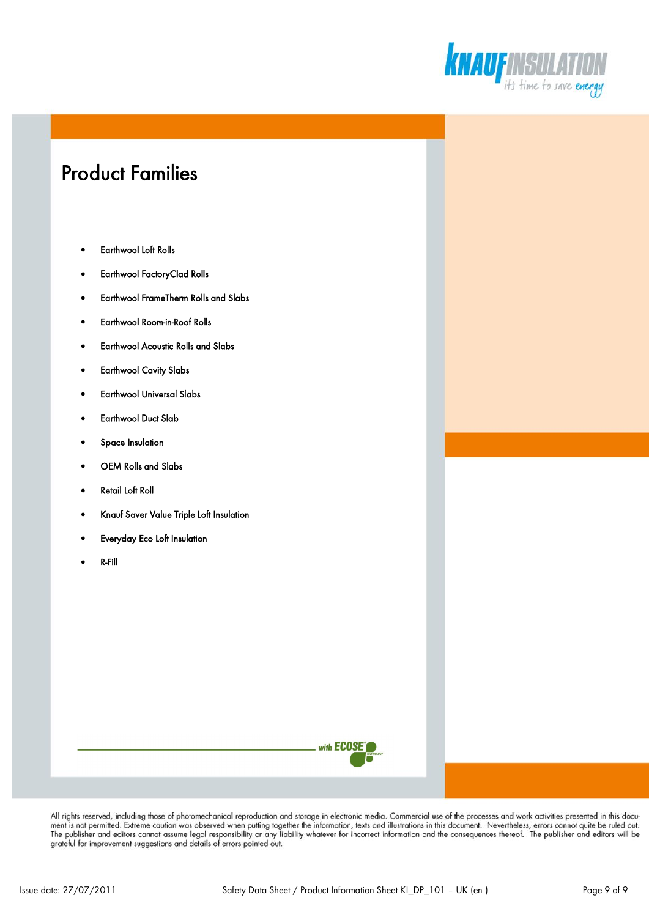# Product Families

- Earthwool Loft Rolls
- Earthwool FactoryClad Rolls
- Earthwool FrameTherm Rolls and Slabs
- Earthwool Room-in-Roof Rolls
- Earthwool Acoustic Rolls and Slabs
- Earthwool Cavity Slabs
- Earthwool Universal Slabs
- Earthwool Duct Slab
- Space Insulation
- OEM Rolls and Slabs
- Retail Loft Roll
- Knauf Saver Value Triple Loft Insulation
- Everyday Eco Loft Insulation
- R-Fill

All rights reserved, including those of photomechanical reproduction and storage in electronic media. Commercial use of the processes and work activities presented in this document is not permitted. Extreme caution was observed when putting together the information, texts and illustrations in this document. Nevertheless, errors cannot quite be ruled out. The publisher and editors cannot assume legal responsibility or any liability whatever for incorrect information and the consequences thereof. The publisher and editors will be grateful for improvement suggestions and details of errors pointed out.